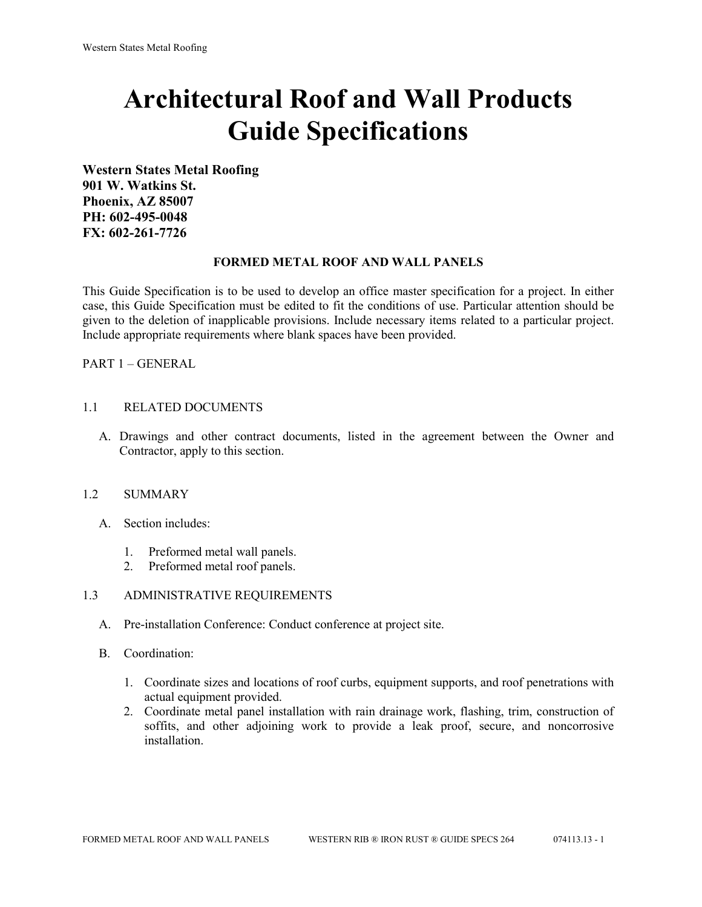# Architectural Roof and Wall Products Guide Specifications

**Western States Metal Roofing**
**901 W. Watkins St.**
**Phoenix, AZ 85007**
**PH: 602-495-0048**
**FX: 602-261-7726**

**FORMED METAL ROOF AND WALL PANELS**

This Guide Specification is to be used to develop an office master specification for a project. In either case, this Guide Specification must be edited to fit the conditions of use. Particular attention should be given to the deletion of inapplicable provisions. Include necessary items related to a particular project. Include appropriate requirements where blank spaces have been provided.

PART 1 – GENERAL

1.1 RELATED DOCUMENTS

A. Drawings and other contract documents, listed in the agreement between the Owner and Contractor, apply to this section.

1.2 SUMMARY

A. Section includes:

1. Preformed metal wall panels.
2. Preformed metal roof panels.

1.3 ADMINISTRATIVE REQUIREMENTS

A. Pre-installation Conference: Conduct conference at project site.

B. Coordination:

1. Coordinate sizes and locations of roof curbs, equipment supports, and roof penetrations with actual equipment provided.
2. Coordinate metal panel installation with rain drainage work, flashing, trim, construction of soffits, and other adjoining work to provide a leak proof, secure, and noncorrosive installation.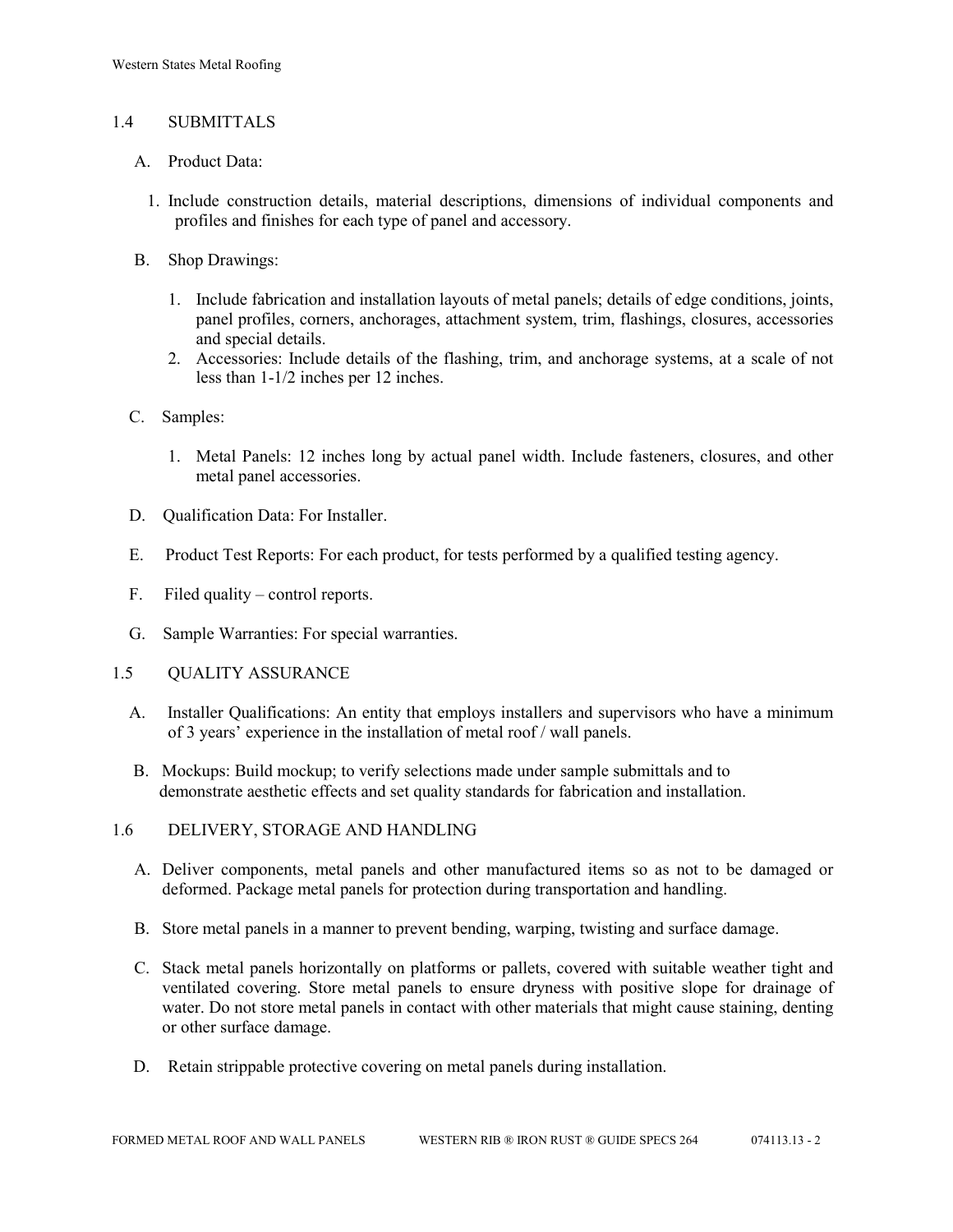## 1.4 SUBMITTALS

A. Product Data:

1. Include construction details, material descriptions, dimensions of individual components and profiles and finishes for each type of panel and accessory.

B. Shop Drawings:

1. Include fabrication and installation layouts of metal panels; details of edge conditions, joints, panel profiles, corners, anchorages, attachment system, trim, flashings, closures, accessories and special details.
2. Accessories: Include details of the flashing, trim, and anchorage systems, at a scale of not less than 1-1/2 inches per 12 inches.

C. Samples:

1. Metal Panels: 12 inches long by actual panel width. Include fasteners, closures, and other metal panel accessories.

D. Qualification Data: For Installer.

E. Product Test Reports: For each product, for tests performed by a qualified testing agency.

F. Filed quality – control reports.

G. Sample Warranties: For special warranties.

## 1.5 QUALITY ASSURANCE

A. Installer Qualifications: An entity that employs installers and supervisors who have a minimum of 3 years' experience in the installation of metal roof / wall panels.

B. Mockups: Build mockup; to verify selections made under sample submittals and to demonstrate aesthetic effects and set quality standards for fabrication and installation.

## 1.6 DELIVERY, STORAGE AND HANDLING

A. Deliver components, metal panels and other manufactured items so as not to be damaged or deformed. Package metal panels for protection during transportation and handling.

B. Store metal panels in a manner to prevent bending, warping, twisting and surface damage.

C. Stack metal panels horizontally on platforms or pallets, covered with suitable weather tight and ventilated covering. Store metal panels to ensure dryness with positive slope for drainage of water. Do not store metal panels in contact with other materials that might cause staining, denting or other surface damage.

D. Retain strippable protective covering on metal panels during installation.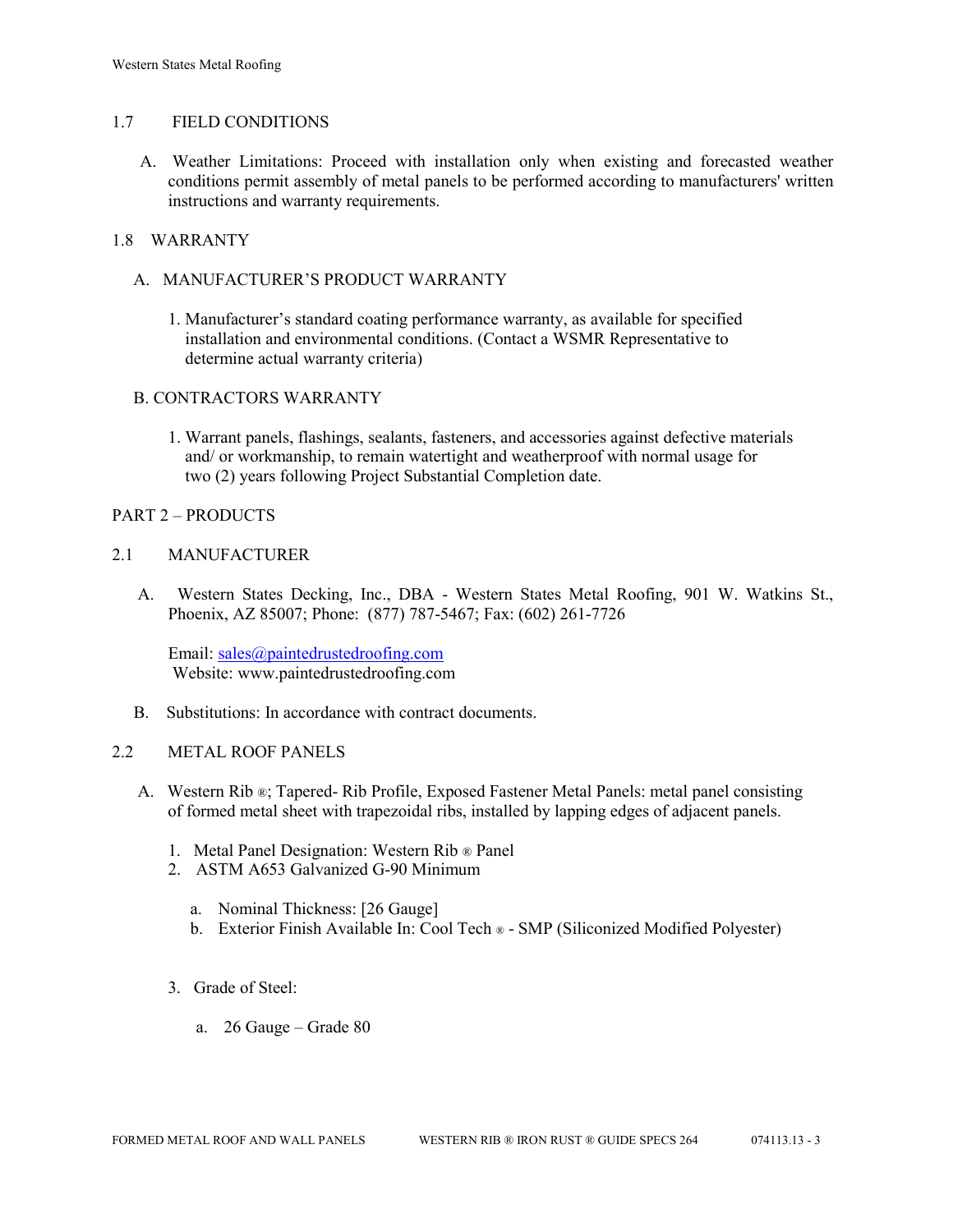## 1.7 FIELD CONDITIONS

A. Weather Limitations: Proceed with installation only when existing and forecasted weather conditions permit assembly of metal panels to be performed according to manufacturers' written instructions and warranty requirements.

## 1.8 WARRANTY

A. MANUFACTURER'S PRODUCT WARRANTY

1. Manufacturer's standard coating performance warranty, as available for specified installation and environmental conditions. (Contact a WSMR Representative to determine actual warranty criteria)

B. CONTRACTORS WARRANTY

1. Warrant panels, flashings, sealants, fasteners, and accessories against defective materials and/ or workmanship, to remain watertight and weatherproof with normal usage for two (2) years following Project Substantial Completion date.

# PART 2 – PRODUCTS

## 2.1 MANUFACTURER

A. Western States Decking, Inc., DBA - Western States Metal Roofing, 901 W. Watkins St., Phoenix, AZ 85007; Phone: (877) 787-5467; Fax: (602) 261-7726

Email: sales@paintedrustedroofing.com
Website: www.paintedrustedroofing.com

B. Substitutions: In accordance with contract documents.

## 2.2 METAL ROOF PANELS

A. Western Rib ®; Tapered- Rib Profile, Exposed Fastener Metal Panels: metal panel consisting of formed metal sheet with trapezoidal ribs, installed by lapping edges of adjacent panels.

1. Metal Panel Designation: Western Rib ® Panel
2. ASTM A653 Galvanized G-90 Minimum

    a. Nominal Thickness: [26 Gauge]
    b. Exterior Finish Available In: Cool Tech ® - SMP (Siliconized Modified Polyester)

3. Grade of Steel:

    a. 26 Gauge – Grade 80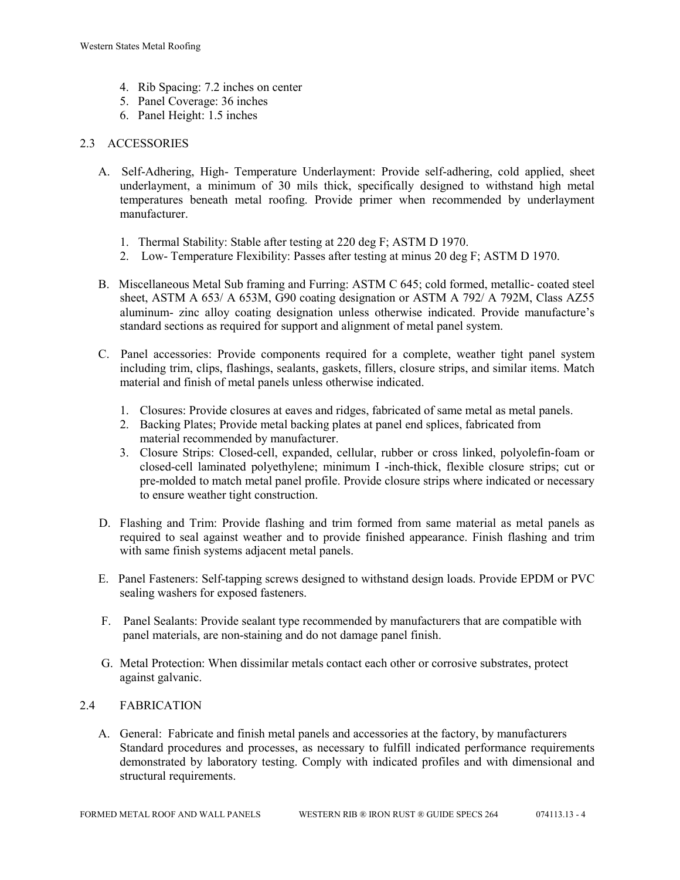4. Rib Spacing: 7.2 inches on center
5. Panel Coverage: 36 inches
6. Panel Height: 1.5 inches

## 2.3 ACCESSORIES

A. Self-Adhering, High- Temperature Underlayment: Provide self-adhering, cold applied, sheet underlayment, a minimum of 30 mils thick, specifically designed to withstand high metal temperatures beneath metal roofing. Provide primer when recommended by underlayment manufacturer.

   1. Thermal Stability: Stable after testing at 220 deg F; ASTM D 1970.
   2. Low- Temperature Flexibility: Passes after testing at minus 20 deg F; ASTM D 1970.

B. Miscellaneous Metal Sub framing and Furring: ASTM C 645; cold formed, metallic- coated steel sheet, ASTM A 653/ A 653M, G90 coating designation or ASTM A 792/ A 792M, Class AZ55 aluminum- zinc alloy coating designation unless otherwise indicated. Provide manufacture's standard sections as required for support and alignment of metal panel system.

C. Panel accessories: Provide components required for a complete, weather tight panel system including trim, clips, flashings, sealants, gaskets, fillers, closure strips, and similar items. Match material and finish of metal panels unless otherwise indicated.

   1. Closures: Provide closures at eaves and ridges, fabricated of same metal as metal panels.
   2. Backing Plates; Provide metal backing plates at panel end splices, fabricated from material recommended by manufacturer.
   3. Closure Strips: Closed-cell, expanded, cellular, rubber or cross linked, polyolefin-foam or closed-cell laminated polyethylene; minimum I -inch-thick, flexible closure strips; cut or pre-molded to match metal panel profile. Provide closure strips where indicated or necessary to ensure weather tight construction.

D. Flashing and Trim: Provide flashing and trim formed from same material as metal panels as required to seal against weather and to provide finished appearance. Finish flashing and trim with same finish systems adjacent metal panels.

E. Panel Fasteners: Self-tapping screws designed to withstand design loads. Provide EPDM or PVC sealing washers for exposed fasteners.

F. Panel Sealants: Provide sealant type recommended by manufacturers that are compatible with panel materials, are non-staining and do not damage panel finish.

G. Metal Protection: When dissimilar metals contact each other or corrosive substrates, protect against galvanic.

## 2.4 FABRICATION

A. General: Fabricate and finish metal panels and accessories at the factory, by manufacturers Standard procedures and processes, as necessary to fulfill indicated performance requirements demonstrated by laboratory testing. Comply with indicated profiles and with dimensional and structural requirements.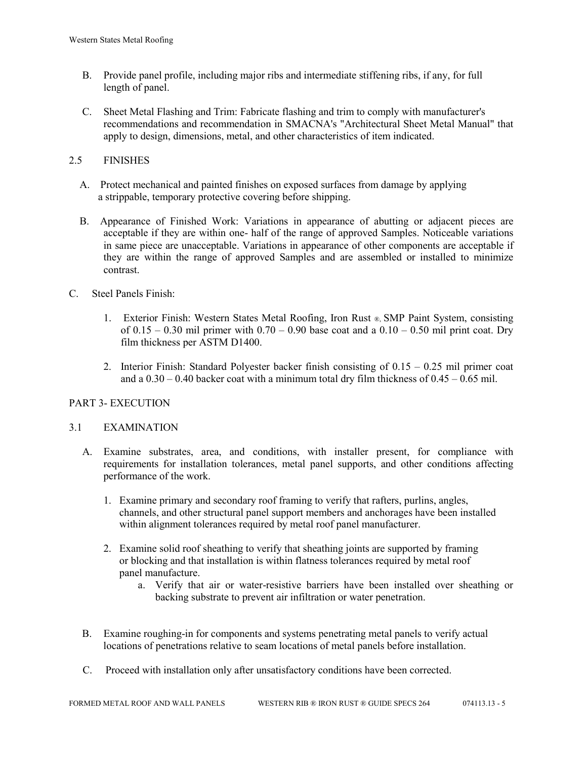B. Provide panel profile, including major ribs and intermediate stiffening ribs, if any, for full length of panel.

C. Sheet Metal Flashing and Trim: Fabricate flashing and trim to comply with manufacturer's recommendations and recommendation in SMACNA's "Architectural Sheet Metal Manual" that apply to design, dimensions, metal, and other characteristics of item indicated.

## 2.5 FINISHES

A. Protect mechanical and painted finishes on exposed surfaces from damage by applying a strippable, temporary protective covering before shipping.

B. Appearance of Finished Work: Variations in appearance of abutting or adjacent pieces are acceptable if they are within one- half of the range of approved Samples. Noticeable variations in same piece are unacceptable. Variations in appearance of other components are acceptable if they are within the range of approved Samples and are assembled or installed to minimize contrast.

C. Steel Panels Finish:

1. Exterior Finish: Western States Metal Roofing, Iron Rust ®, SMP Paint System, consisting of 0.15 – 0.30 mil primer with 0.70 – 0.90 base coat and a 0.10 – 0.50 mil print coat. Dry film thickness per ASTM D1400.

2. Interior Finish: Standard Polyester backer finish consisting of 0.15 – 0.25 mil primer coat and a 0.30 – 0.40 backer coat with a minimum total dry film thickness of 0.45 – 0.65 mil.

# PART 3- EXECUTION

## 3.1 EXAMINATION

A. Examine substrates, area, and conditions, with installer present, for compliance with requirements for installation tolerances, metal panel supports, and other conditions affecting performance of the work.

1. Examine primary and secondary roof framing to verify that rafters, purlins, angles, channels, and other structural panel support members and anchorages have been installed within alignment tolerances required by metal roof panel manufacturer.

2. Examine solid roof sheathing to verify that sheathing joints are supported by framing or blocking and that installation is within flatness tolerances required by metal roof panel manufacture.
   a. Verify that air or water-resistive barriers have been installed over sheathing or backing substrate to prevent air infiltration or water penetration.

B. Examine roughing-in for components and systems penetrating metal panels to verify actual locations of penetrations relative to seam locations of metal panels before installation.

C. Proceed with installation only after unsatisfactory conditions have been corrected.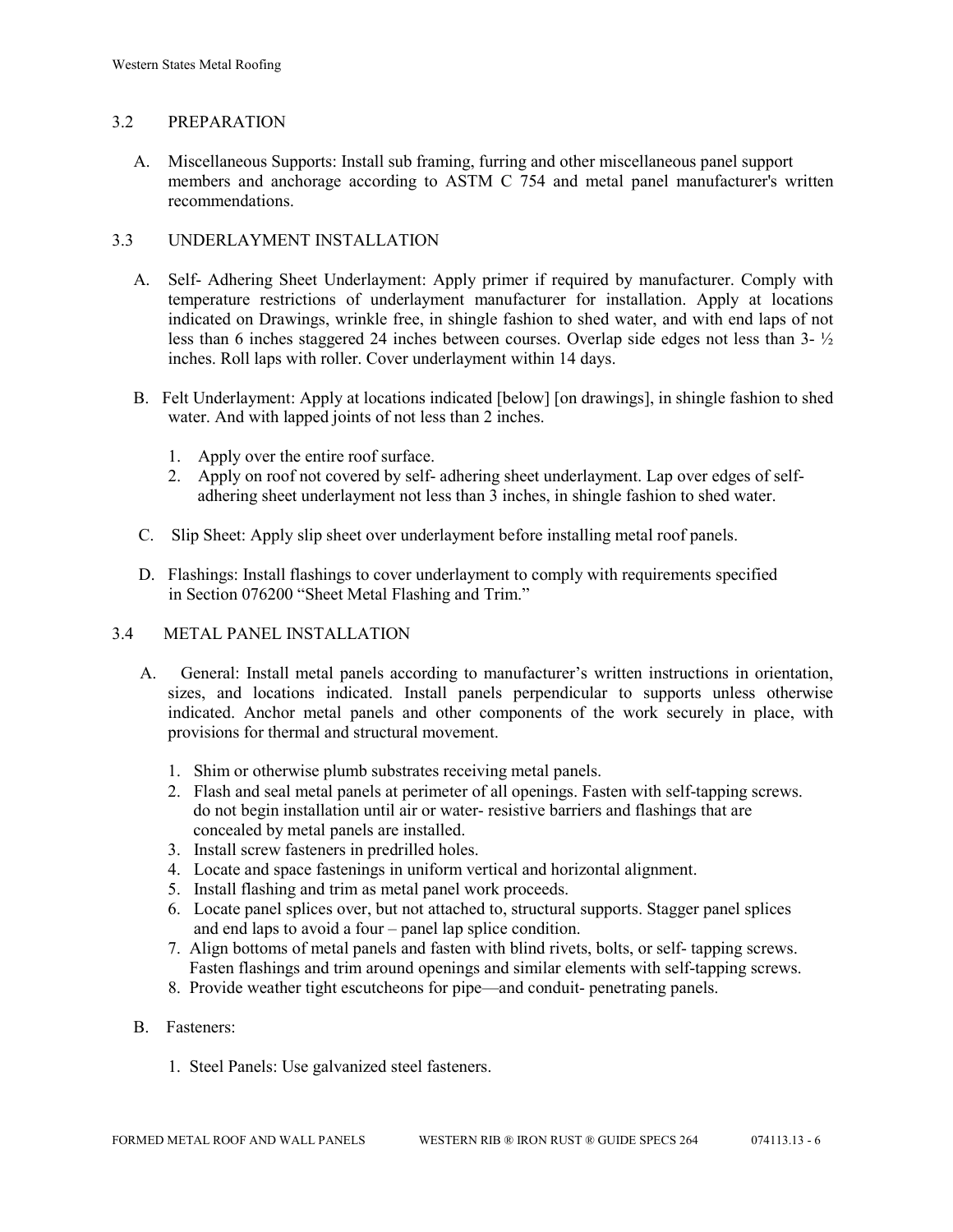## 3.2 PREPARATION

A. Miscellaneous Supports: Install sub framing, furring and other miscellaneous panel support members and anchorage according to ASTM C 754 and metal panel manufacturer's written recommendations.

## 3.3 UNDERLAYMENT INSTALLATION

A. Self- Adhering Sheet Underlayment: Apply primer if required by manufacturer. Comply with temperature restrictions of underlayment manufacturer for installation. Apply at locations indicated on Drawings, wrinkle free, in shingle fashion to shed water, and with end laps of not less than 6 inches staggered 24 inches between courses. Overlap side edges not less than 3- ½ inches. Roll laps with roller. Cover underlayment within 14 days.

B. Felt Underlayment: Apply at locations indicated [below] [on drawings], in shingle fashion to shed water. And with lapped joints of not less than 2 inches.

1. Apply over the entire roof surface.
2. Apply on roof not covered by self- adhering sheet underlayment. Lap over edges of self-adhering sheet underlayment not less than 3 inches, in shingle fashion to shed water.

C. Slip Sheet: Apply slip sheet over underlayment before installing metal roof panels.

D. Flashings: Install flashings to cover underlayment to comply with requirements specified in Section 076200 “Sheet Metal Flashing and Trim.”

## 3.4 METAL PANEL INSTALLATION

A. General: Install metal panels according to manufacturer’s written instructions in orientation, sizes, and locations indicated. Install panels perpendicular to supports unless otherwise indicated. Anchor metal panels and other components of the work securely in place, with provisions for thermal and structural movement.

1. Shim or otherwise plumb substrates receiving metal panels.
2. Flash and seal metal panels at perimeter of all openings. Fasten with self-tapping screws. do not begin installation until air or water- resistive barriers and flashings that are concealed by metal panels are installed.
3. Install screw fasteners in predrilled holes.
4. Locate and space fastenings in uniform vertical and horizontal alignment.
5. Install flashing and trim as metal panel work proceeds.
6. Locate panel splices over, but not attached to, structural supports. Stagger panel splices and end laps to avoid a four – panel lap splice condition.
7. Align bottoms of metal panels and fasten with blind rivets, bolts, or self- tapping screws. Fasten flashings and trim around openings and similar elements with self-tapping screws.
8. Provide weather tight escutcheons for pipe—and conduit- penetrating panels.

B. Fasteners:

1. Steel Panels: Use galvanized steel fasteners.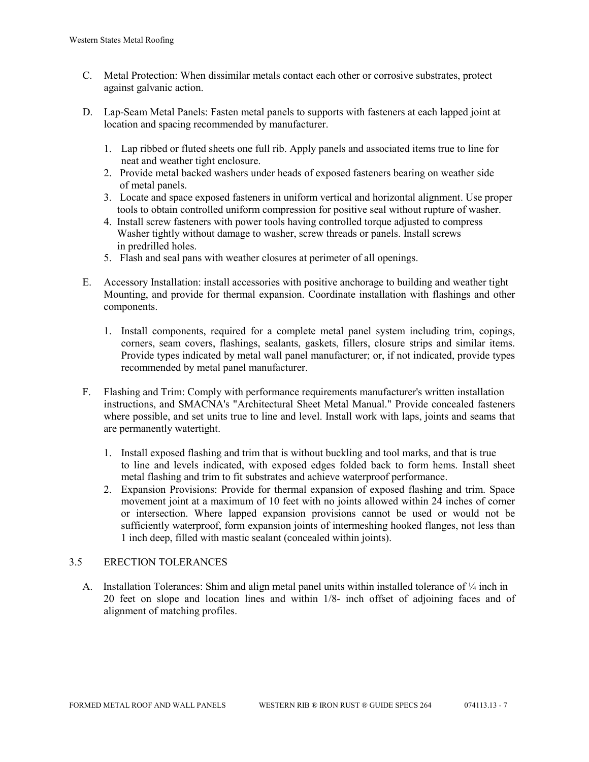C. Metal Protection: When dissimilar metals contact each other or corrosive substrates, protect against galvanic action.

D. Lap-Seam Metal Panels: Fasten metal panels to supports with fasteners at each lapped joint at location and spacing recommended by manufacturer.

1. Lap ribbed or fluted sheets one full rib. Apply panels and associated items true to line for neat and weather tight enclosure.
2. Provide metal backed washers under heads of exposed fasteners bearing on weather side of metal panels.
3. Locate and space exposed fasteners in uniform vertical and horizontal alignment. Use proper tools to obtain controlled uniform compression for positive seal without rupture of washer.
4. Install screw fasteners with power tools having controlled torque adjusted to compress Washer tightly without damage to washer, screw threads or panels. Install screws in predrilled holes.
5. Flash and seal pans with weather closures at perimeter of all openings.

E. Accessory Installation: install accessories with positive anchorage to building and weather tight Mounting, and provide for thermal expansion. Coordinate installation with flashings and other components.

1. Install components, required for a complete metal panel system including trim, copings, corners, seam covers, flashings, sealants, gaskets, fillers, closure strips and similar items. Provide types indicated by metal wall panel manufacturer; or, if not indicated, provide types recommended by metal panel manufacturer.

F. Flashing and Trim: Comply with performance requirements manufacturer's written installation instructions, and SMACNA's "Architectural Sheet Metal Manual." Provide concealed fasteners where possible, and set units true to line and level. Install work with laps, joints and seams that are permanently watertight.

1. Install exposed flashing and trim that is without buckling and tool marks, and that is true to line and levels indicated, with exposed edges folded back to form hems. Install sheet metal flashing and trim to fit substrates and achieve waterproof performance.
2. Expansion Provisions: Provide for thermal expansion of exposed flashing and trim. Space movement joint at a maximum of 10 feet with no joints allowed within 24 inches of corner or intersection. Where lapped expansion provisions cannot be used or would not be sufficiently waterproof, form expansion joints of intermeshing hooked flanges, not less than 1 inch deep, filled with mastic sealant (concealed within joints).

## 3.5 ERECTION TOLERANCES

A. Installation Tolerances: Shim and align metal panel units within installed tolerance of ¼ inch in 20 feet on slope and location lines and within 1/8- inch offset of adjoining faces and of alignment of matching profiles.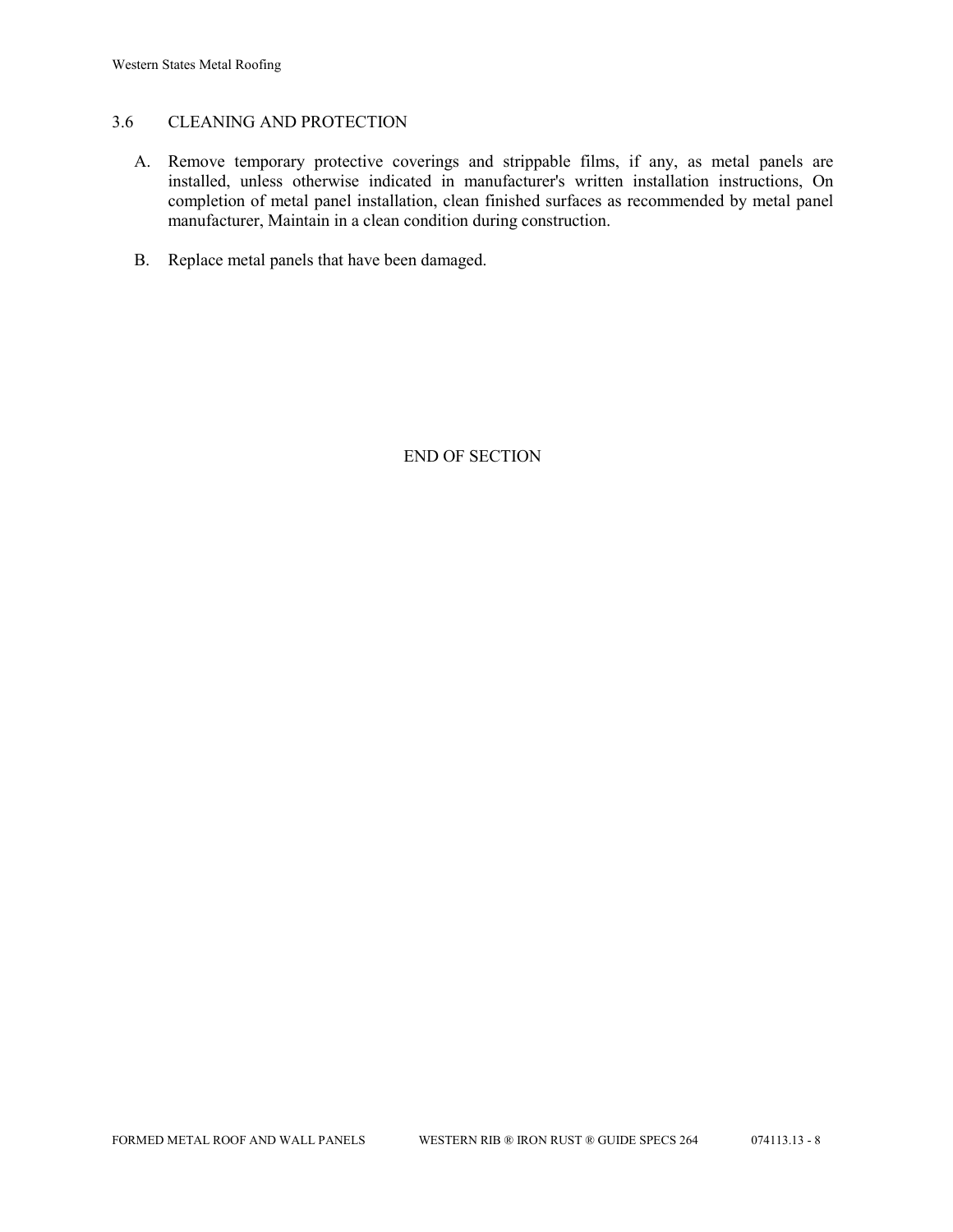## 3.6 CLEANING AND PROTECTION

A. Remove temporary protective coverings and strippable films, if any, as metal panels are installed, unless otherwise indicated in manufacturer's written installation instructions, On completion of metal panel installation, clean finished surfaces as recommended by metal panel manufacturer, Maintain in a clean condition during construction.

B. Replace metal panels that have been damaged.

END OF SECTION